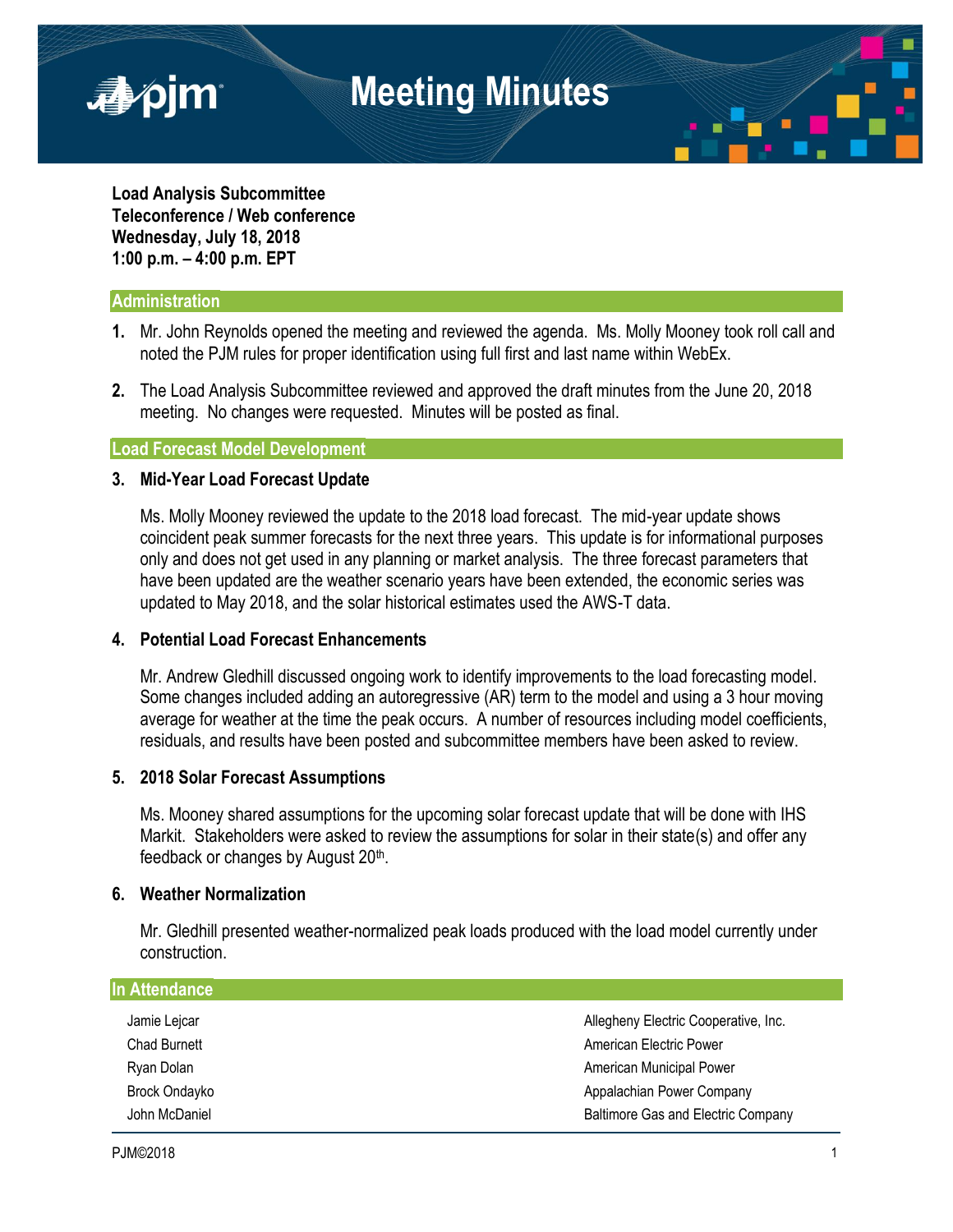# Meeting Minutes

**Load Analysis Subcommittee**
**Teleconference / Web conference**
**Wednesday, July 18, 2018**
**1:00 p.m. – 4:00 p.m. EPT**

## Administration

1. Mr. John Reynolds opened the meeting and reviewed the agenda. Ms. Molly Mooney took roll call and noted the PJM rules for proper identification using full first and last name within WebEx.

2. The Load Analysis Subcommittee reviewed and approved the draft minutes from the June 20, 2018 meeting. No changes were requested. Minutes will be posted as final.

## Load Forecast Model Development

### 3. Mid-Year Load Forecast Update

Ms. Molly Mooney reviewed the update to the 2018 load forecast. The mid-year update shows coincident peak summer forecasts for the next three years. This update is for informational purposes only and does not get used in any planning or market analysis. The three forecast parameters that have been updated are the weather scenario years have been extended, the economic series was updated to May 2018, and the solar historical estimates used the AWS-T data.

### 4. Potential Load Forecast Enhancements

Mr. Andrew Gledhill discussed ongoing work to identify improvements to the load forecasting model. Some changes included adding an autoregressive (AR) term to the model and using a 3 hour moving average for weather at the time the peak occurs. A number of resources including model coefficients, residuals, and results have been posted and subcommittee members have been asked to review.

### 5. 2018 Solar Forecast Assumptions

Ms. Mooney shared assumptions for the upcoming solar forecast update that will be done with IHS Markit. Stakeholders were asked to review the assumptions for solar in their state(s) and offer any feedback or changes by August 20th.

### 6. Weather Normalization

Mr. Gledhill presented weather-normalized peak loads produced with the load model currently under construction.

## In Attendance

| | |
|---|---|
| Jamie Lejcar | Allegheny Electric Cooperative, Inc. |
| Chad Burnett | American Electric Power |
| Ryan Dolan | American Municipal Power |
| Brock Ondayko | Appalachian Power Company |
| John McDaniel | Baltimore Gas and Electric Company |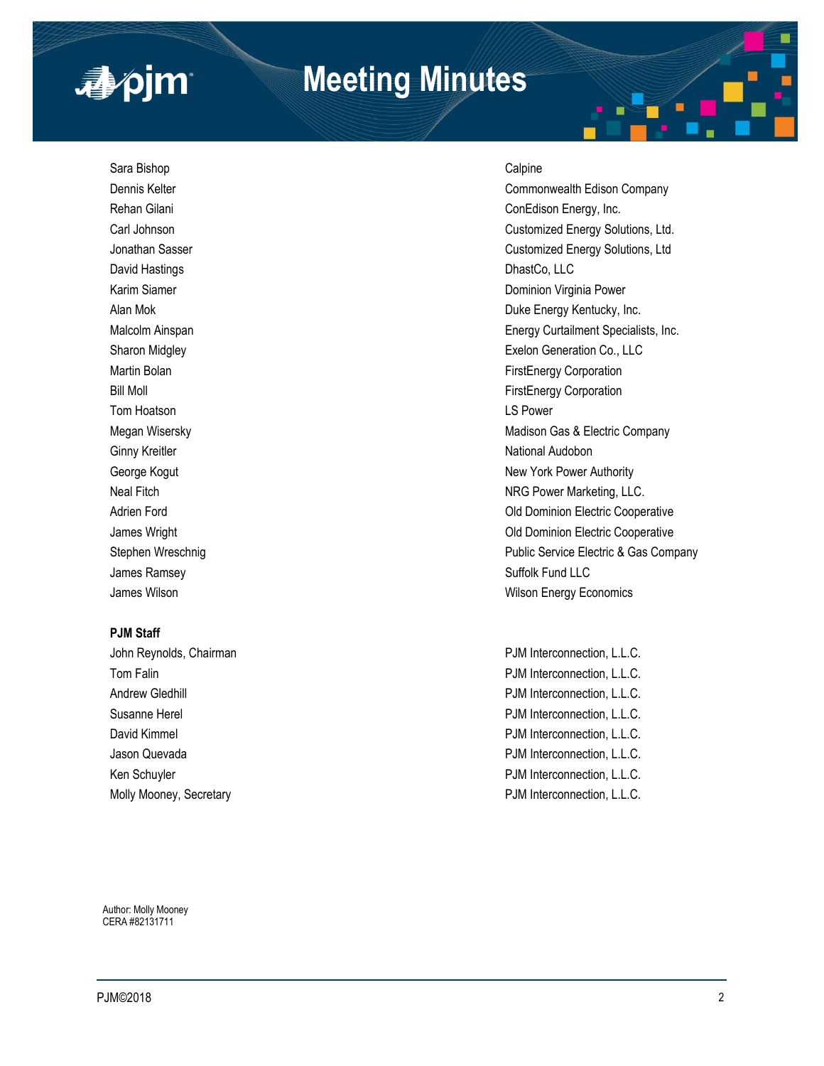| | |
|---|---|
| Sara Bishop | Calpine |
| Dennis Kelter | Commonwealth Edison Company |
| Rehan Gilani | ConEdison Energy, Inc. |
| Carl Johnson | Customized Energy Solutions, Ltd. |
| Jonathan Sasser | Customized Energy Solutions, Ltd |
| David Hastings | DhastCo, LLC |
| Karim Siamer | Dominion Virginia Power |
| Alan Mok | Duke Energy Kentucky, Inc. |
| Malcolm Ainspan | Energy Curtailment Specialists, Inc. |
| Sharon Midgley | Exelon Generation Co., LLC |
| Martin Bolan | FirstEnergy Corporation |
| Bill Moll | FirstEnergy Corporation |
| Tom Hoatson | LS Power |
| Megan Wisersky | Madison Gas & Electric Company |
| Ginny Kreitler | National Audobon |
| George Kogut | New York Power Authority |
| Neal Fitch | NRG Power Marketing, LLC. |
| Adrien Ford | Old Dominion Electric Cooperative |
| James Wright | Old Dominion Electric Cooperative |
| Stephen Wreschnig | Public Service Electric & Gas Company |
| James Ramsey | Suffolk Fund LLC |
| James Wilson | Wilson Energy Economics |

**PJM Staff**

| | |
|---|---|
| John Reynolds, Chairman | PJM Interconnection, L.L.C. |
| Tom Falin | PJM Interconnection, L.L.C. |
| Andrew Gledhill | PJM Interconnection, L.L.C. |
| Susanne Herel | PJM Interconnection, L.L.C. |
| David Kimmel | PJM Interconnection, L.L.C. |
| Jason Quevada | PJM Interconnection, L.L.C. |
| Ken Schuyler | PJM Interconnection, L.L.C. |
| Molly Mooney, Secretary | PJM Interconnection, L.L.C. |

Author: Molly Mooney
CERA #82131711